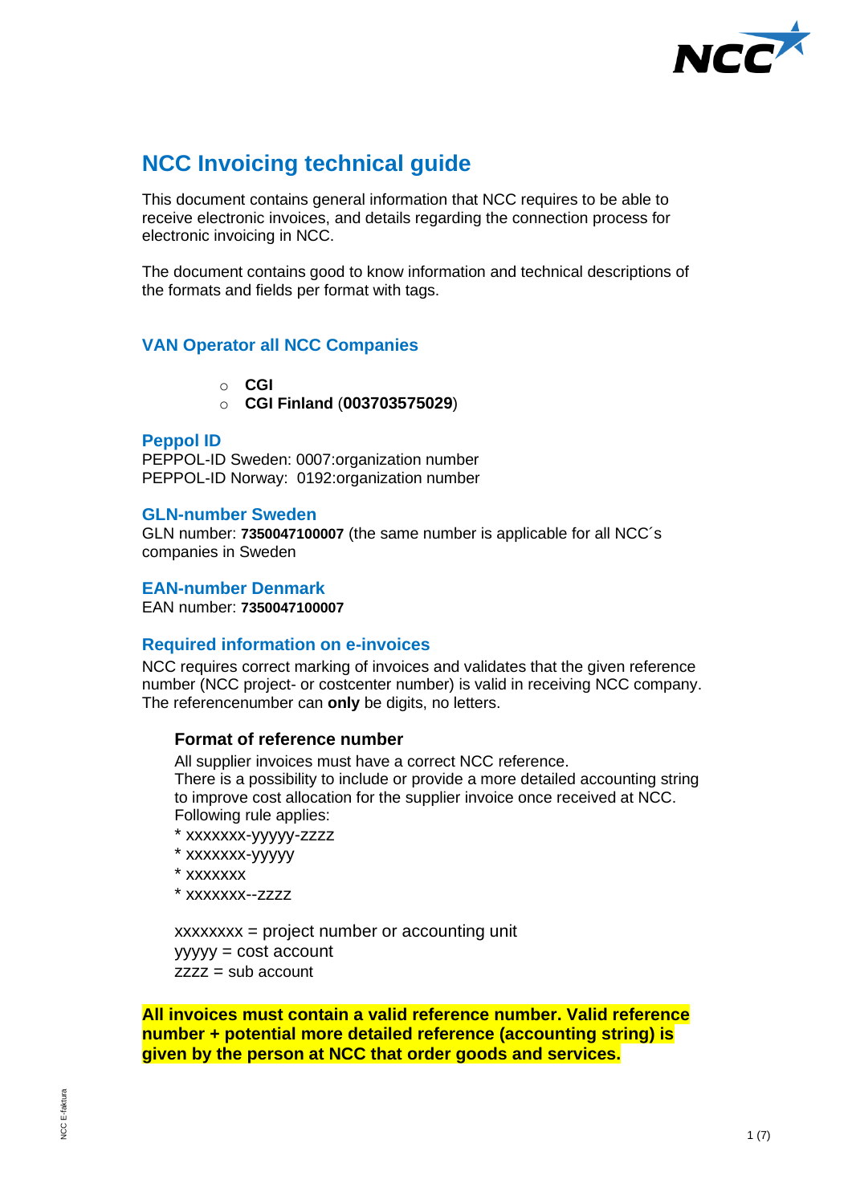# NCC Invoicing technical guide

This document contains general information that NCC requires to be able to receive electronic invoices, and details regarding the connection process for electronic invoicing in NCC.

The document contains good to know information and technical descriptions of the formats and fields per format with tags.

## VAN Operator all NCC Companies

- **CGI**
- **CGI Finland** (**003703575029**)

## Peppol ID

PEPPOL-ID Sweden: 0007:organization number
PEPPOL-ID Norway: 0192:organization number

## GLN-number Sweden

GLN number: **7350047100007** (the same number is applicable for all NCC´s companies in Sweden

## EAN-number Denmark

EAN number: **7350047100007**

## Required information on e-invoices

NCC requires correct marking of invoices and validates that the given reference number (NCC project- or costcenter number) is valid in receiving NCC company. The referencenumber can **only** be digits, no letters.

### Format of reference number

All supplier invoices must have a correct NCC reference.
There is a possibility to include or provide a more detailed accounting string to improve cost allocation for the supplier invoice once received at NCC. Following rule applies:

* xxxxxxx-yyyyy-zzzz
* xxxxxxx-yyyyy
* xxxxxxx
* xxxxxxx--zzzz

xxxxxxxx = project number or accounting unit
yyyyy = cost account
zzzz = sub account

**All invoices must contain a valid reference number. Valid reference number + potential more detailed reference (accounting string) is given by the person at NCC that order goods and services.**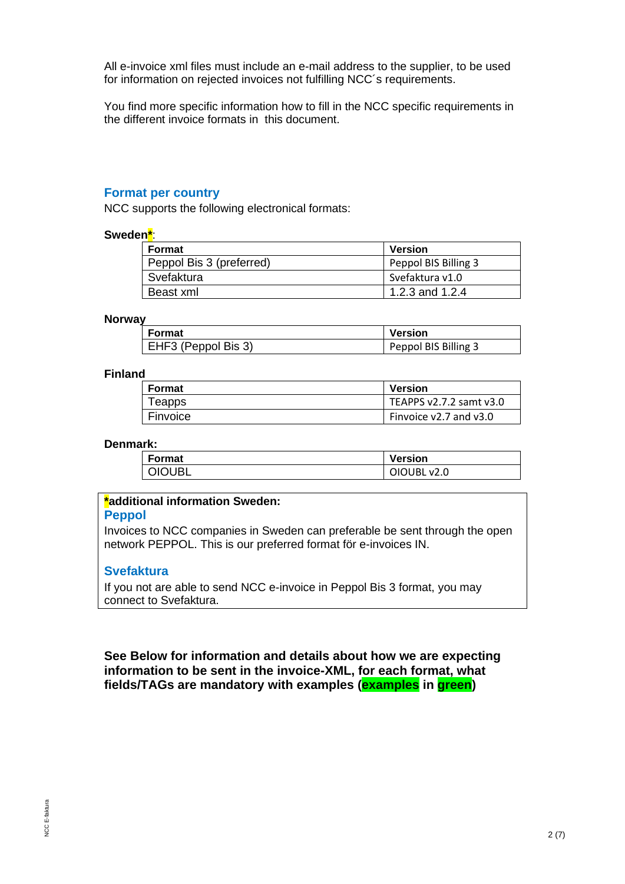All e-invoice xml files must include an e-mail address to the supplier, to be used for information on rejected invoices not fulfilling NCC´s requirements.

You find more specific information how to fill in the NCC specific requirements in the different invoice formats in  this document.

## Format per country

NCC supports the following electronical formats:

**Sweden*:**

| Format | Version |
|---|---|
| Peppol Bis 3 (preferred) | Peppol BIS Billing 3 |
| Svefaktura | Svefaktura v1.0 |
| Beast xml | 1.2.3 and 1.2.4 |

**Norway**

| Format | Version |
|---|---|
| EHF3 (Peppol Bis 3) | Peppol BIS Billing 3 |

**Finland**

| Format | Version |
|---|---|
| Teapps | TEAPPS v2.7.2 samt v3.0 |
| Finvoice | Finvoice v2.7 and v3.0 |

**Denmark:**

| Format | Version |
|---|---|
| OIOUBL | OIOUBL v2.0 |

**\*additional information Sweden:**

### Peppol

Invoices to NCC companies in Sweden can preferable be sent through the open network PEPPOL. This is our preferred format för e-invoices IN.

### Svefaktura

If you not are able to send NCC e-invoice in Peppol Bis 3 format, you may connect to Svefaktura.

**See Below for information and details about how we are expecting information to be sent in the invoice-XML, for each format, what fields/TAGs are mandatory with examples (examples in green)**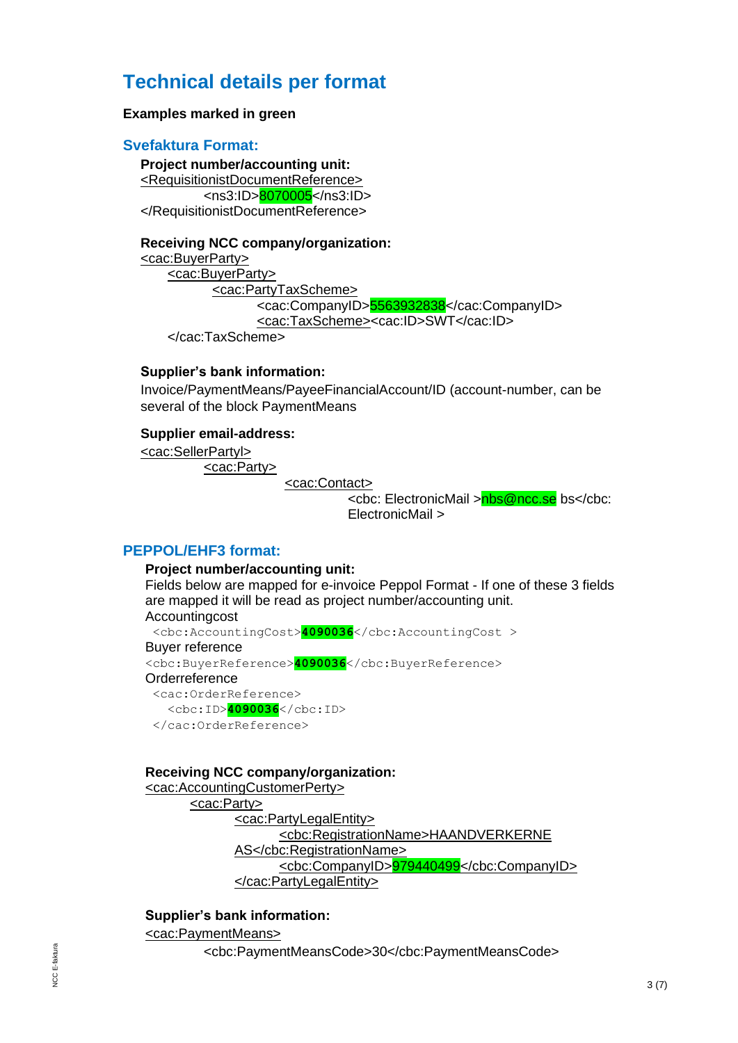# Technical details per format

**Examples marked in green**

## Svefaktura Format:

**Project number/accounting unit:**

```
<RequisitionistDocumentReference>
        <ns3:ID>8070005</ns3:ID>
</RequisitionistDocumentReference>
```

**Receiving NCC company/organization:**

```
<cac:BuyerParty>
    <cac:BuyerParty>
        <cac:PartyTaxScheme>
            <cac:CompanyID>5563932838</cac:CompanyID>
            <cac:TaxScheme><cac:ID>SWT</cac:ID>
    </cac:TaxScheme>
```

**Supplier's bank information:**

Invoice/PaymentMeans/PayeeFinancialAccount/ID (account-number, can be several of the block PaymentMeans

**Supplier email-address:**

```
<cac:SellerPartyl>
        <cac:Party>
                <cac:Contact>
                        <cbc: ElectronicMail >nbs@ncc.se bs</cbc:
                        ElectronicMail >
```

## PEPPOL/EHF3 format:

**Project number/accounting unit:**

Fields below are mapped for e-invoice Peppol Format - If one of these 3 fields are mapped it will be read as project number/accounting unit.

Accountingcost

```
<cbc:AccountingCost>4090036</cbc:AccountingCost >
```

Buyer reference

```
<cbc:BuyerReference>4090036</cbc:BuyerReference>
```

Orderreference

```
<cac:OrderReference>
   <cbc:ID>4090036</cbc:ID>
</cac:OrderReference>
```

**Receiving NCC company/organization:**

```
<cac:AccountingCustomerPerty>
        <cac:Party>
                <cac:PartyLegalEntity>
                        <cbc:RegistrationName>HAANDVERKERNE
                AS</cbc:RegistrationName>
                        <cbc:CompanyID>979440499</cbc:CompanyID>
                </cac:PartyLegalEntity>
```

**Supplier's bank information:**

```
<cac:PaymentMeans>
        <cbc:PaymentMeansCode>30</cbc:PaymentMeansCode>
```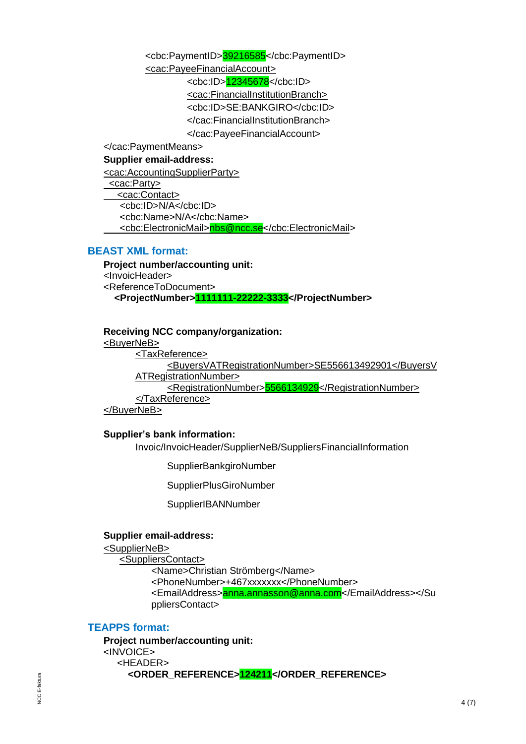```
<cbc:PaymentID>39216585</cbc:PaymentID>
<cac:PayeeFinancialAccount>
    <cbc:ID>12345678</cbc:ID>
    <cac:FinancialInstitutionBranch>
    <cbc:ID>SE:BANKGIRO</cbc:ID>
    </cac:FinancialInstitutionBranch>
    </cac:PayeeFinancialAccount>
</cac:PaymentMeans>
```

**Supplier email-address:**

```
<cac:AccountingSupplierParty>
 <cac:Party>
   <cac:Contact>
    <cbc:ID>N/A</cbc:ID>
    <cbc:Name>N/A</cbc:Name>
    <cbc:ElectronicMail>nbs@ncc.se</cbc:ElectronicMail>
```

## BEAST XML format:

**Project number/accounting unit:**

```
<InvoicHeader>
<ReferenceToDocument>
  <ProjectNumber>1111111-22222-3333</ProjectNumber>
```

**Receiving NCC company/organization:**

```
<BuyerNeB>
    <TaxReference>
        <BuyersVATRegistrationNumber>SE556613492901</BuyersVATRegistrationNumber>
        <RegistrationNumber>5566134929</RegistrationNumber>
    </TaxReference>
</BuyerNeB>
```

**Supplier's bank information:**

Invoic/InvoicHeader/SupplierNeB/SuppliersFinancialInformation

SupplierBankgiroNumber

SupplierPlusGiroNumber

SupplierIBANNumber

**Supplier email-address:**

```
<SupplierNeB>
  <SuppliersContact>
      <Name>Christian Strömberg</Name>
      <PhoneNumber>+467xxxxxxx</PhoneNumber>
      <EmailAddress>anna.annasson@anna.com</EmailAddress></SuppliersContact>
```

## TEAPPS format:

**Project number/accounting unit:**

```
<INVOICE>
  <HEADER>
    <ORDER_REFERENCE>124211</ORDER_REFERENCE>
```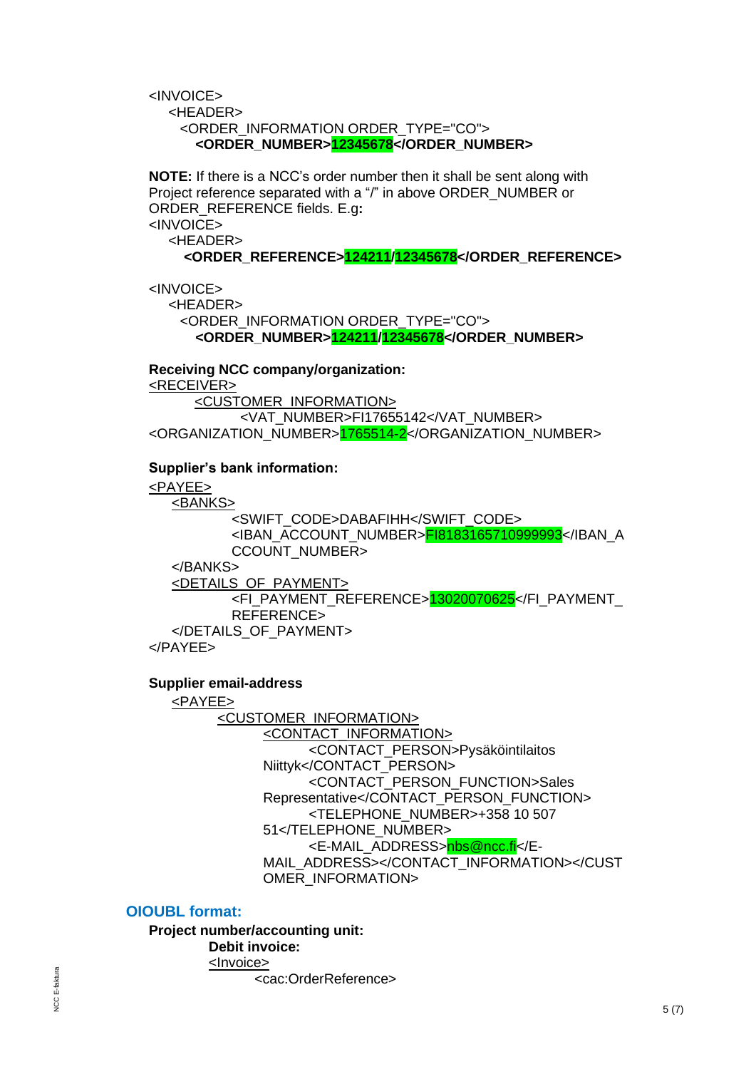```
<INVOICE>
  <HEADER>
    <ORDER_INFORMATION ORDER_TYPE="CO">
      <ORDER_NUMBER>12345678</ORDER_NUMBER>
```

**NOTE:** If there is a NCC's order number then it shall be sent along with Project reference separated with a "/" in above ORDER_NUMBER or ORDER_REFERENCE fields. E.g**:**

```
<INVOICE>
  <HEADER>
    <ORDER_REFERENCE>124211/12345678</ORDER_REFERENCE>
```

```
<INVOICE>
  <HEADER>
    <ORDER_INFORMATION ORDER_TYPE="CO">
      <ORDER_NUMBER>124211/12345678</ORDER_NUMBER>
```

**Receiving NCC company/organization:**

```
<RECEIVER>
    <CUSTOMER_INFORMATION>
        <VAT_NUMBER>FI17655142</VAT_NUMBER>
<ORGANIZATION_NUMBER>1765514-2</ORGANIZATION_NUMBER>
```

**Supplier's bank information:**

```
<PAYEE>
  <BANKS>
      <SWIFT_CODE>DABAFIHH</SWIFT_CODE>
      <IBAN_ACCOUNT_NUMBER>FI8183165710999993</IBAN_ACCOUNT_NUMBER>
  </BANKS>
  <DETAILS_OF_PAYMENT>
      <FI_PAYMENT_REFERENCE>13020070625</FI_PAYMENT_REFERENCE>
  </DETAILS_OF_PAYMENT>
</PAYEE>
```

**Supplier email-address**

```
<PAYEE>
    <CUSTOMER_INFORMATION>
        <CONTACT_INFORMATION>
            <CONTACT_PERSON>Pysäköintilaitos Niittyk</CONTACT_PERSON>
            <CONTACT_PERSON_FUNCTION>Sales Representative</CONTACT_PERSON_FUNCTION>
            <TELEPHONE_NUMBER>+358 10 507 51</TELEPHONE_NUMBER>
            <E-MAIL_ADDRESS>nbs@ncc.fi</E-MAIL_ADDRESS></CONTACT_INFORMATION></CUSTOMER_INFORMATION>
```

## OIOUBL format:

**Project number/accounting unit:**

**Debit invoice:**

```
<Invoice>
    <cac:OrderReference>
```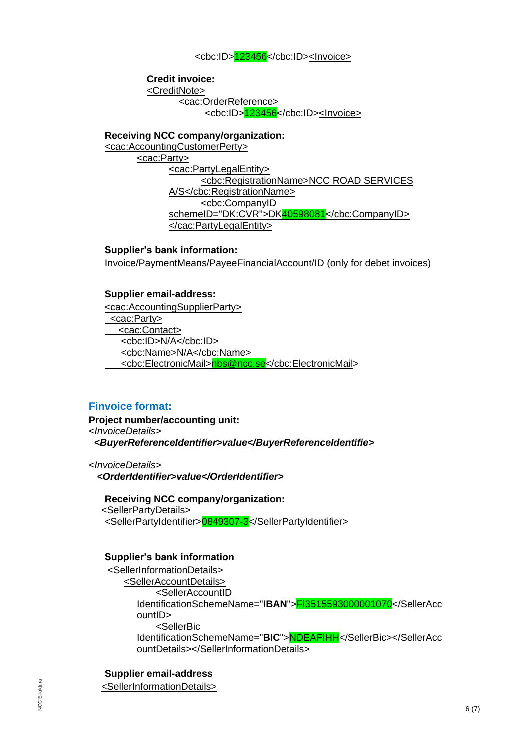<cbc:ID>123456</cbc:ID><Invoice>

**Credit invoice:**

<CreditNote>
<cac:OrderReference>
<cbc:ID>123456</cbc:ID><Invoice>

**Receiving NCC company/organization:**

<cac:AccountingCustomerPerty>
<cac:Party>
<cac:PartyLegalEntity>
<cbc:RegistrationName>NCC ROAD SERVICES A/S</cbc:RegistrationName>
<cbc:CompanyID schemeID="DK:CVR">DK40598081</cbc:CompanyID>
</cac:PartyLegalEntity>

**Supplier's bank information:**

Invoice/PaymentMeans/PayeeFinancialAccount/ID (only for debet invoices)

**Supplier email-address:**

<cac:AccountingSupplierParty>
<cac:Party>
<cac:Contact>
<cbc:ID>N/A</cbc:ID>
<cbc:Name>N/A</cbc:Name>
<cbc:ElectronicMail>nbs@ncc.se</cbc:ElectronicMail>

## Finvoice format:

**Project number/accounting unit:**

*<InvoiceDetails>*
***<BuyerReferenceIdentifier>value</BuyerReferenceIdentifie>***

*<InvoiceDetails>*
***<OrderIdentifier>value</OrderIdentifier>***

**Receiving NCC company/organization:**

<SellerPartyDetails>
<SellerPartyIdentifier>0849307-3</SellerPartyIdentifier>

**Supplier's bank information**

<SellerInformationDetails>
<SellerAccountDetails>
<SellerAccountID IdentificationSchemeName="**IBAN**">FI3515593000001070</SellerAccountID>
<SellerBic IdentificationSchemeName="**BIC**">NDEAFIHH</SellerBic></SellerAccountDetails></SellerInformationDetails>

**Supplier email-address**

<SellerInformationDetails>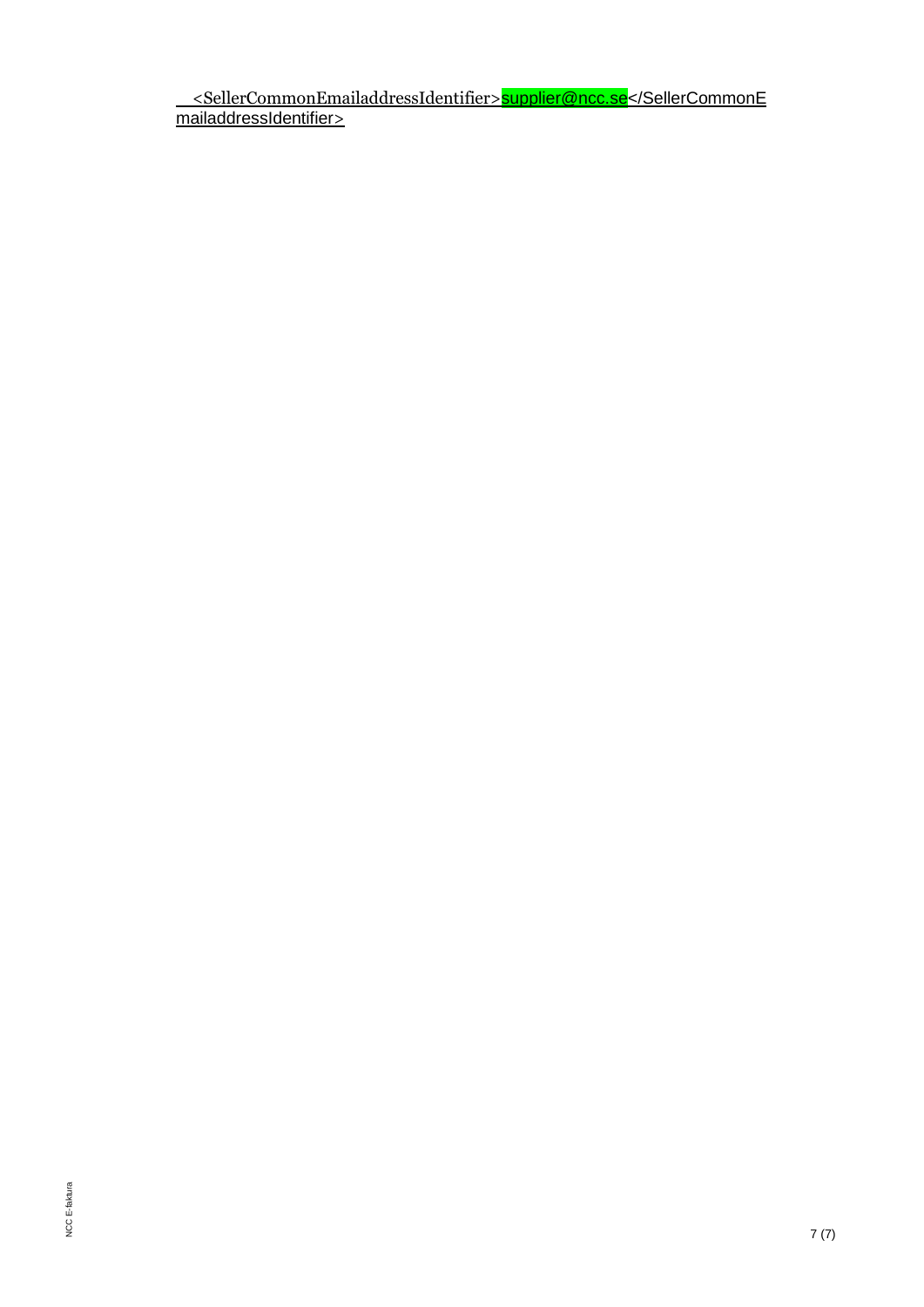```
    <SellerCommonEmailaddressIdentifier>supplier@ncc.se</SellerCommonEmailaddressIdentifier>
```